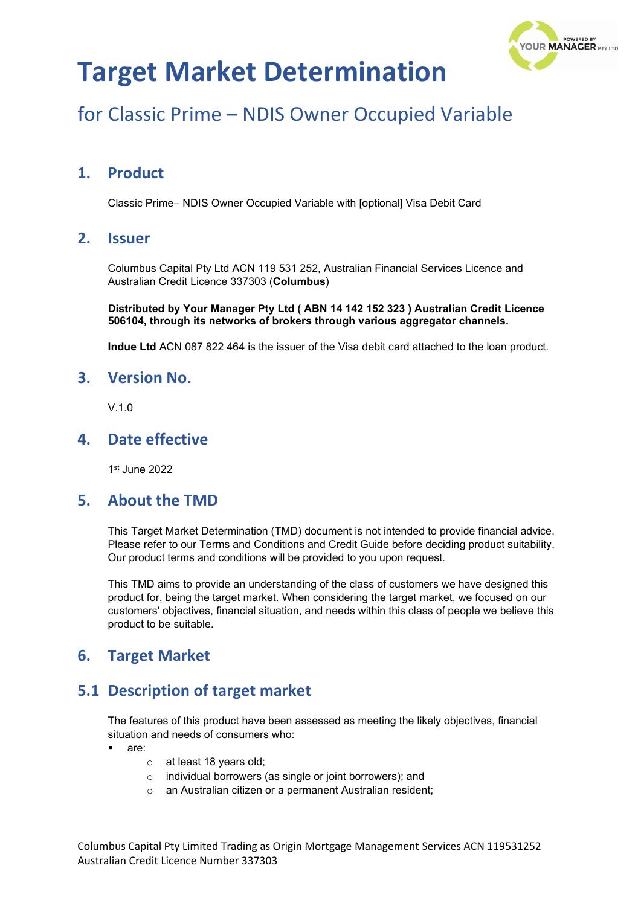# Target Market Determination

## for Classic Prime – NDIS Owner Occupied Variable

## 1. Product

Classic Prime– NDIS Owner Occupied Variable with [optional] Visa Debit Card

## 2. Issuer

Columbus Capital Pty Ltd ACN 119 531 252, Australian Financial Services Licence and Australian Credit Licence 337303 (**Columbus**)

**Distributed by Your Manager Pty Ltd ( ABN 14 142 152 323 ) Australian Credit Licence 506104, through its networks of brokers through various aggregator channels.**

**Indue Ltd** ACN 087 822 464 is the issuer of the Visa debit card attached to the loan product.

## 3. Version No.

V.1.0

## 4. Date effective

1st June 2022

## 5. About the TMD

This Target Market Determination (TMD) document is not intended to provide financial advice. Please refer to our Terms and Conditions and Credit Guide before deciding product suitability. Our product terms and conditions will be provided to you upon request.

This TMD aims to provide an understanding of the class of customers we have designed this product for, being the target market. When considering the target market, we focused on our customers' objectives, financial situation, and needs within this class of people we believe this product to be suitable.

## 6. Target Market

## 5.1 Description of target market

The features of this product have been assessed as meeting the likely objectives, financial situation and needs of consumers who:

- are:
  - at least 18 years old;
  - individual borrowers (as single or joint borrowers); and
  - an Australian citizen or a permanent Australian resident;

Columbus Capital Pty Limited Trading as Origin Mortgage Management Services ACN 119531252
Australian Credit Licence Number 337303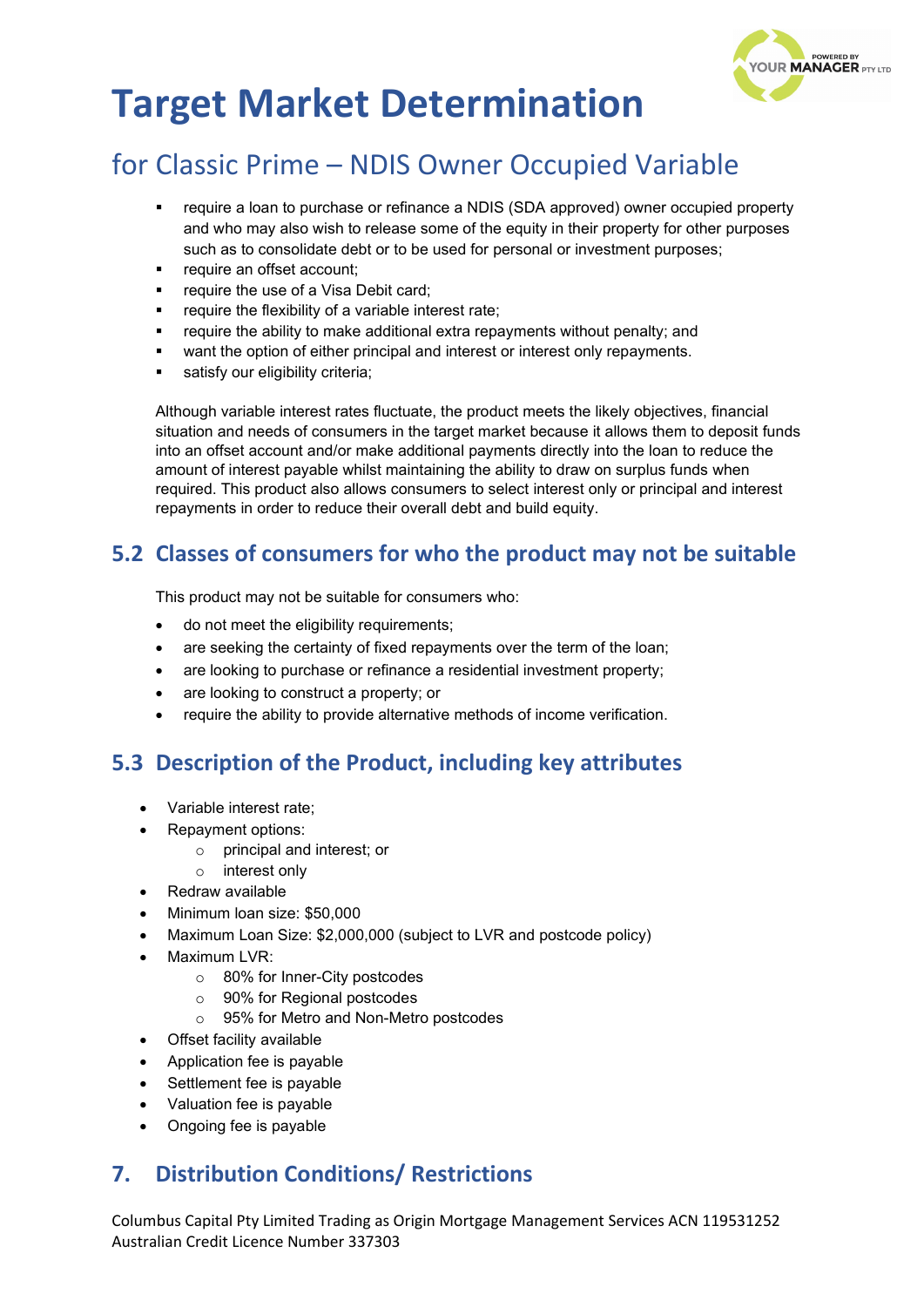# Target Market Determination

## for Classic Prime – NDIS Owner Occupied Variable

- require a loan to purchase or refinance a NDIS (SDA approved) owner occupied property and who may also wish to release some of the equity in their property for other purposes such as to consolidate debt or to be used for personal or investment purposes;
- require an offset account;
- require the use of a Visa Debit card;
- require the flexibility of a variable interest rate;
- require the ability to make additional extra repayments without penalty; and
- want the option of either principal and interest or interest only repayments.
- satisfy our eligibility criteria;

Although variable interest rates fluctuate, the product meets the likely objectives, financial situation and needs of consumers in the target market because it allows them to deposit funds into an offset account and/or make additional payments directly into the loan to reduce the amount of interest payable whilst maintaining the ability to draw on surplus funds when required. This product also allows consumers to select interest only or principal and interest repayments in order to reduce their overall debt and build equity.

## 5.2 Classes of consumers for who the product may not be suitable

This product may not be suitable for consumers who:

- do not meet the eligibility requirements;
- are seeking the certainty of fixed repayments over the term of the loan;
- are looking to purchase or refinance a residential investment property;
- are looking to construct a property; or
- require the ability to provide alternative methods of income verification.

## 5.3 Description of the Product, including key attributes

- Variable interest rate;
- Repayment options:
  - principal and interest; or
  - interest only
- Redraw available
- Minimum loan size: $50,000
- Maximum Loan Size: $2,000,000 (subject to LVR and postcode policy)
- Maximum LVR:
  - 80% for Inner-City postcodes
  - 90% for Regional postcodes
  - 95% for Metro and Non-Metro postcodes
- Offset facility available
- Application fee is payable
- Settlement fee is payable
- Valuation fee is payable
- Ongoing fee is payable

## 7. Distribution Conditions/ Restrictions

Columbus Capital Pty Limited Trading as Origin Mortgage Management Services ACN 119531252
Australian Credit Licence Number 337303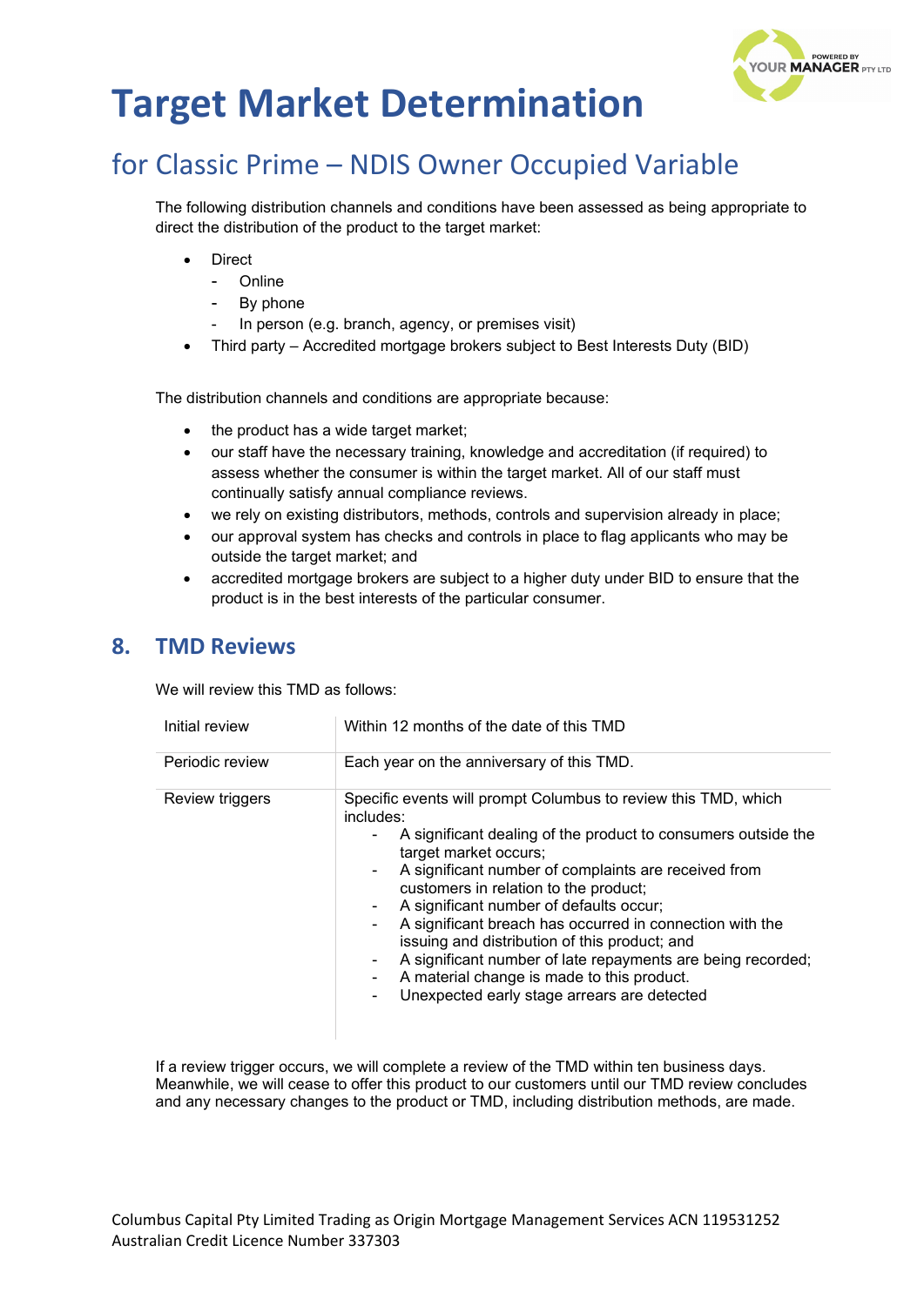# Target Market Determination

## for Classic Prime – NDIS Owner Occupied Variable

The following distribution channels and conditions have been assessed as being appropriate to direct the distribution of the product to the target market:

- Direct
  - Online
  - By phone
  - In person (e.g. branch, agency, or premises visit)
- Third party – Accredited mortgage brokers subject to Best Interests Duty (BID)

The distribution channels and conditions are appropriate because:

- the product has a wide target market;
- our staff have the necessary training, knowledge and accreditation (if required) to assess whether the consumer is within the target market. All of our staff must continually satisfy annual compliance reviews.
- we rely on existing distributors, methods, controls and supervision already in place;
- our approval system has checks and controls in place to flag applicants who may be outside the target market; and
- accredited mortgage brokers are subject to a higher duty under BID to ensure that the product is in the best interests of the particular consumer.

## 8. TMD Reviews

We will review this TMD as follows:

| | |
|---|---|
| Initial review | Within 12 months of the date of this TMD |
| Periodic review | Each year on the anniversary of this TMD. |
| Review triggers | Specific events will prompt Columbus to review this TMD, which includes:<br>- A significant dealing of the product to consumers outside the target market occurs;<br>- A significant number of complaints are received from customers in relation to the product;<br>- A significant number of defaults occur;<br>- A significant breach has occurred in connection with the issuing and distribution of this product; and<br>- A significant number of late repayments are being recorded;<br>- A material change is made to this product.<br>- Unexpected early stage arrears are detected |

If a review trigger occurs, we will complete a review of the TMD within ten business days. Meanwhile, we will cease to offer this product to our customers until our TMD review concludes and any necessary changes to the product or TMD, including distribution methods, are made.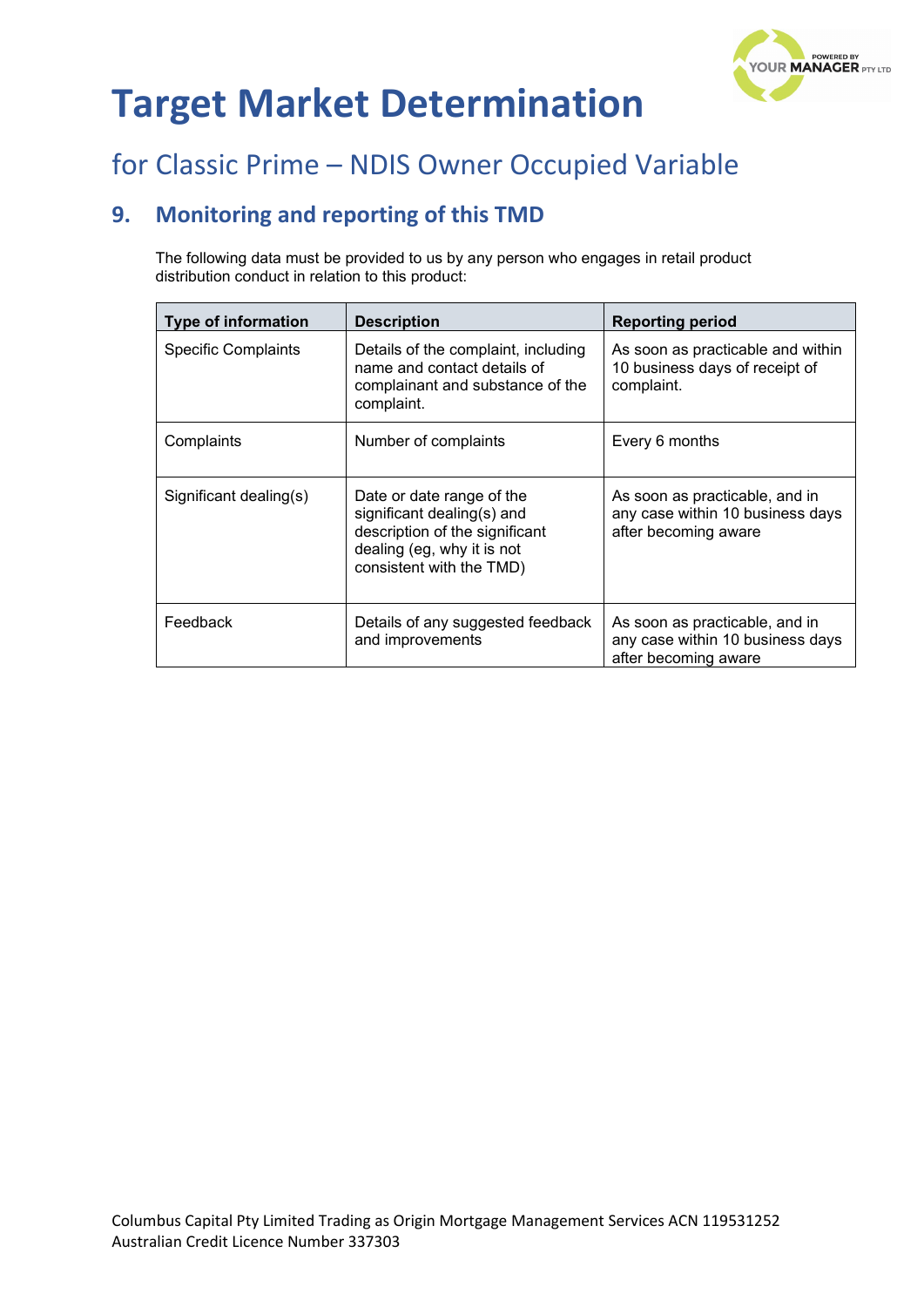# Target Market Determination

## for Classic Prime – NDIS Owner Occupied Variable

## 9. Monitoring and reporting of this TMD

The following data must be provided to us by any person who engages in retail product distribution conduct in relation to this product:

| Type of information | Description | Reporting period |
| --- | --- | --- |
| Specific Complaints | Details of the complaint, including name and contact details of complainant and substance of the complaint. | As soon as practicable and within 10 business days of receipt of complaint. |
| Complaints | Number of complaints | Every 6 months |
| Significant dealing(s) | Date or date range of the significant dealing(s) and description of the significant dealing (eg, why it is not consistent with the TMD) | As soon as practicable, and in any case within 10 business days after becoming aware |
| Feedback | Details of any suggested feedback and improvements | As soon as practicable, and in any case within 10 business days after becoming aware |